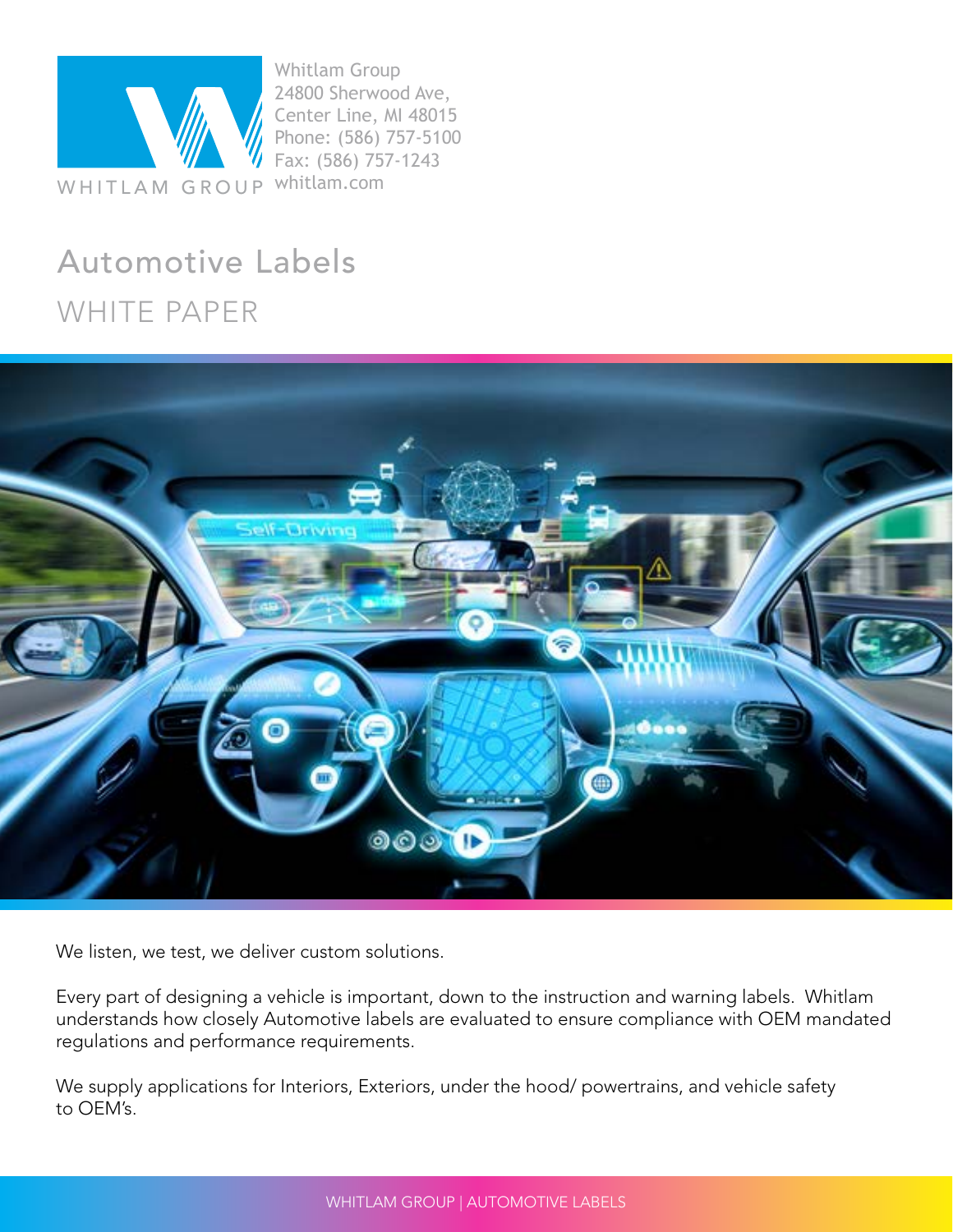Whitlam Group
24800 Sherwood Ave,
Center Line, MI 48015
Phone: (586) 757-5100
Fax: (586) 757-1243
whitlam.com

# Automotive Labels

## WHITE PAPER

We listen, we test, we deliver custom solutions.

Every part of designing a vehicle is important, down to the instruction and warning labels. Whitlam understands how closely Automotive labels are evaluated to ensure compliance with OEM mandated regulations and performance requirements.

We supply applications for Interiors, Exteriors, under the hood/ powertrains, and vehicle safety to OEM's.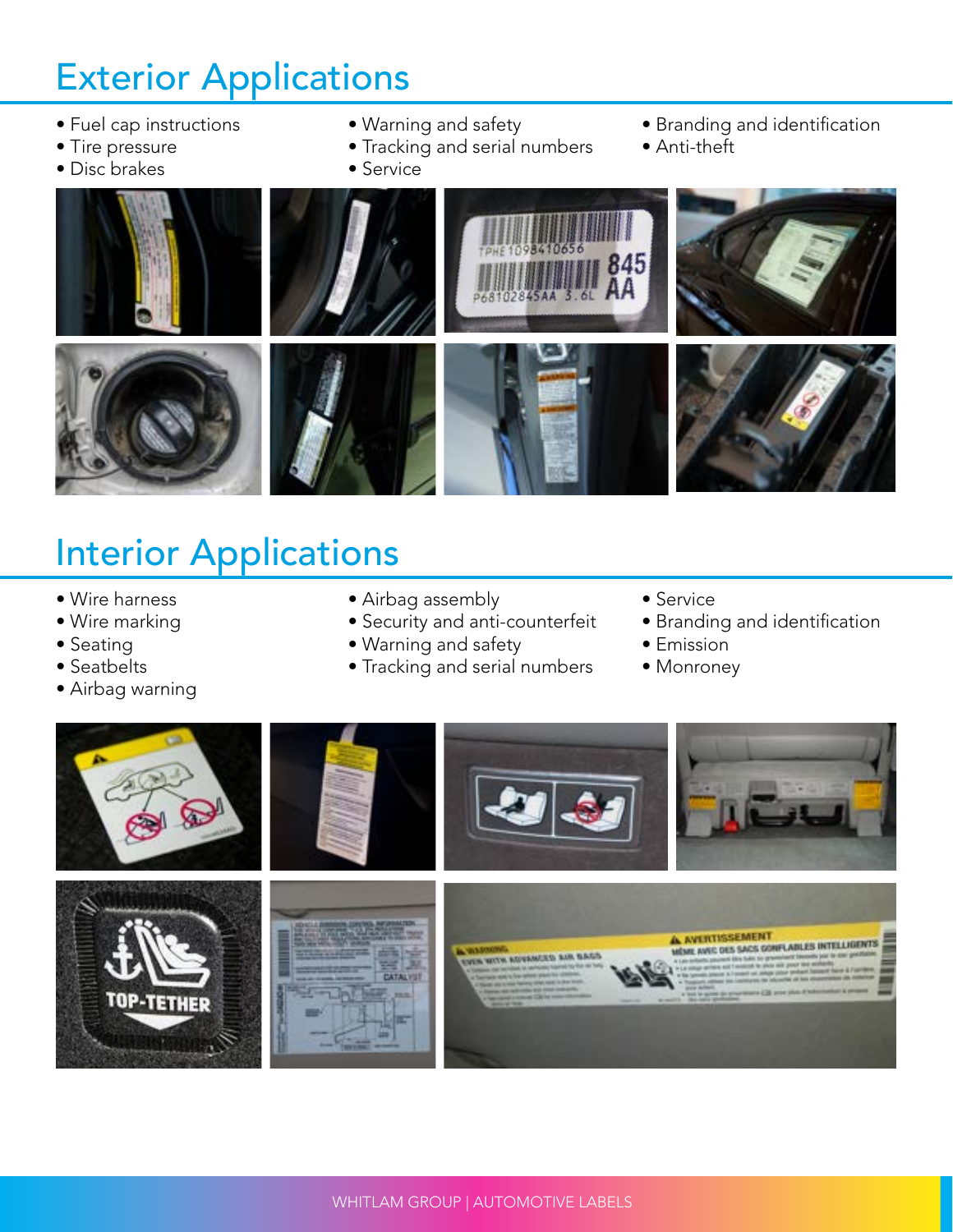# Exterior Applications

- Fuel cap instructions
- Tire pressure
- Disc brakes
- Warning and safety
- Tracking and serial numbers
- Service
- Branding and identification
- Anti-theft

# Interior Applications

- Wire harness
- Wire marking
- Seating
- Seatbelts
- Airbag warning
- Airbag assembly
- Security and anti-counterfeit
- Warning and safety
- Tracking and serial numbers
- Service
- Branding and identification
- Emission
- Monroney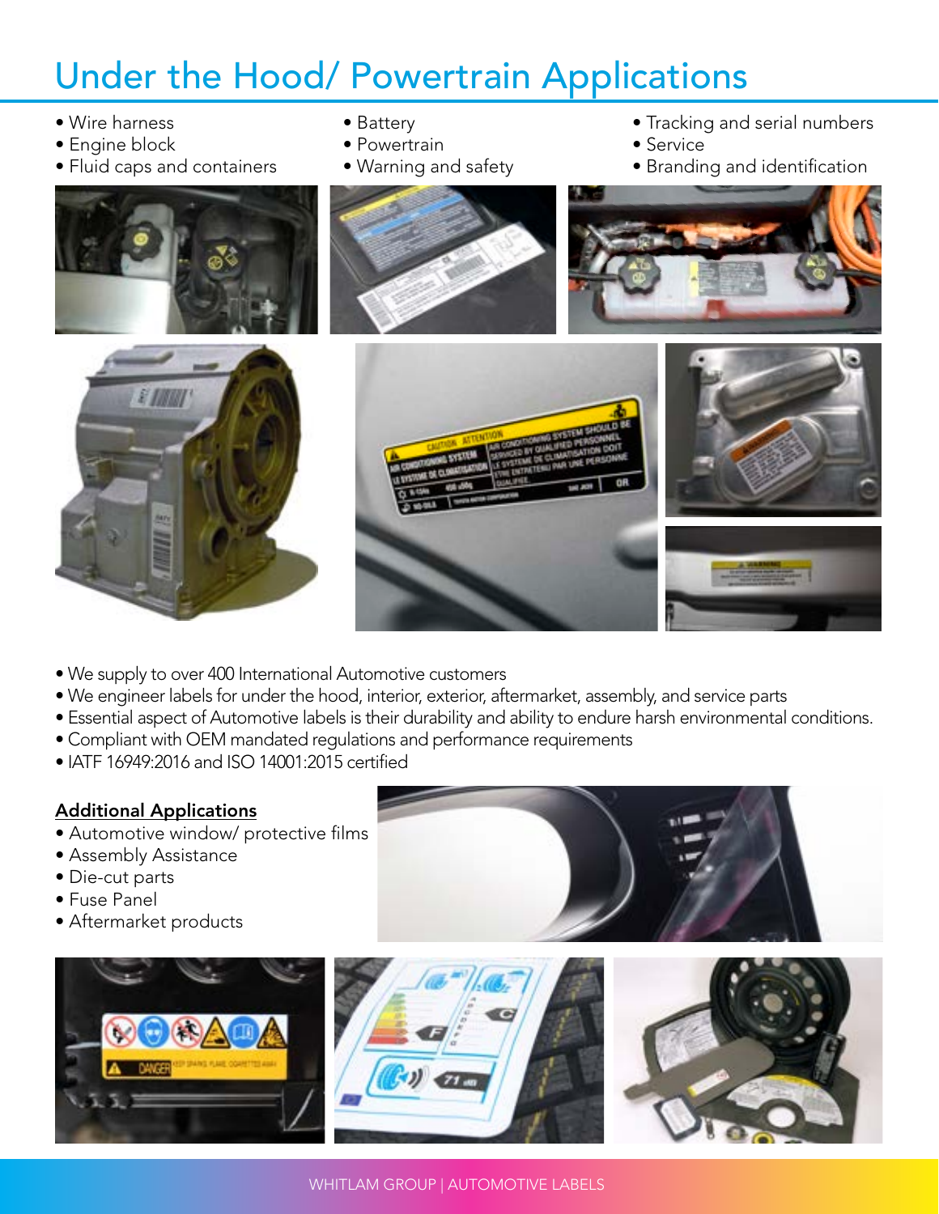# Under the Hood/ Powertrain Applications

- Wire harness
- Engine block
- Fluid caps and containers
- Battery
- Powertrain
- Warning and safety
- Tracking and serial numbers
- Service
- Branding and identification

- We supply to over 400 International Automotive customers
- We engineer labels for under the hood, interior, exterior, aftermarket, assembly, and service parts
- Essential aspect of Automotive labels is their durability and ability to endure harsh environmental conditions.
- Compliant with OEM mandated regulations and performance requirements
- IATF 16949:2016 and ISO 14001:2015 certified

## Additional Applications

- Automotive window/ protective films
- Assembly Assistance
- Die-cut parts
- Fuse Panel
- Aftermarket products